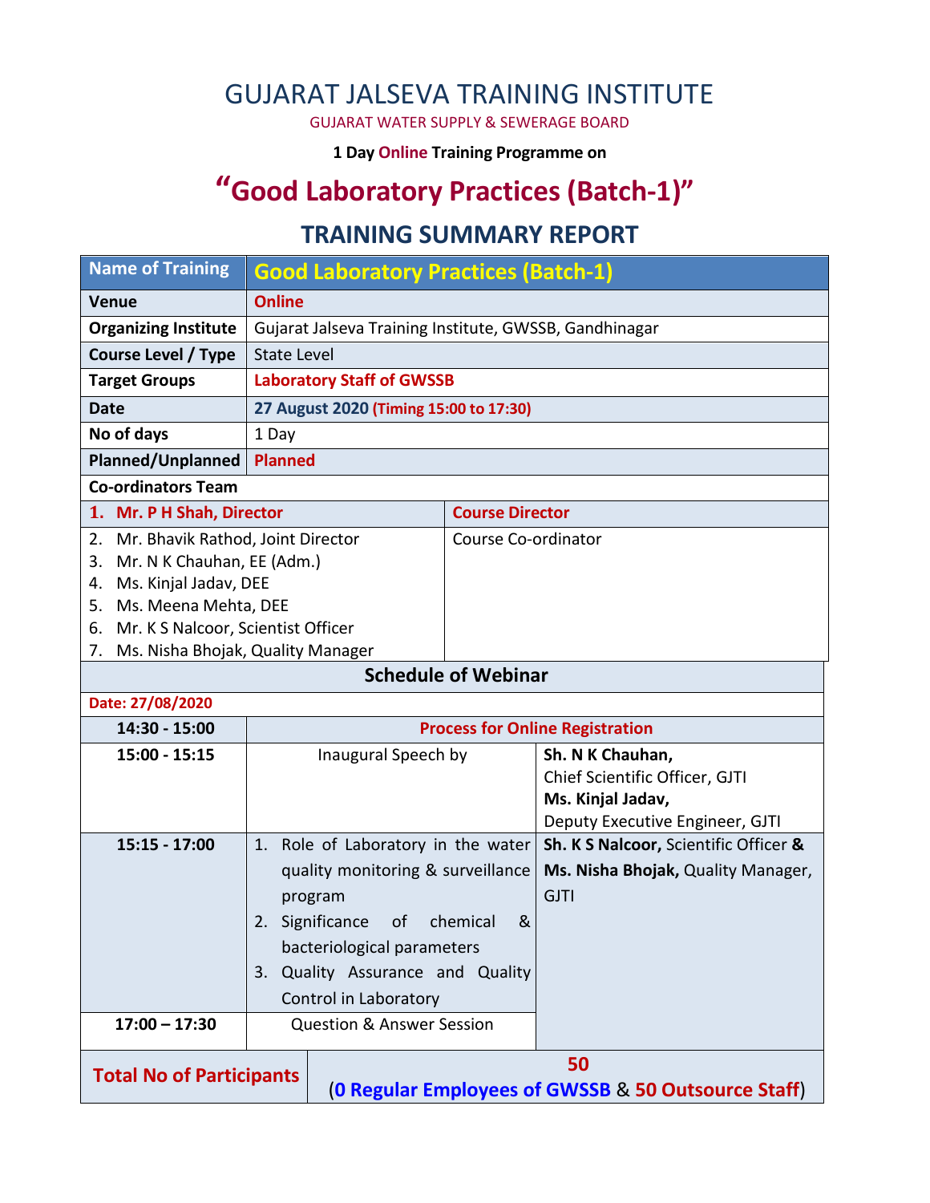# GUJARAT JALSEVA TRAINING INSTITUTE

GUJARAT WATER SUPPLY & SEWERAGE BOARD

**1 Day Online Training Programme on**

## "Good Laboratory Practices (Batch-1)"

## TRAINING SUMMARY REPORT

| Name of Training | Good Laboratory Practices (Batch-1) |
|---|---|
| **Venue** | **Online** |
| **Organizing Institute** | Gujarat Jalseva Training Institute, GWSSB, Gandhinagar |
| **Course Level / Type** | State Level |
| **Target Groups** | **Laboratory Staff of GWSSB** |
| **Date** | **27 August 2020 (Timing 15:00 to 17:30)** |
| **No of days** | 1 Day |
| **Planned/Unplanned** | **Planned** |

**Co-ordinators Team**

| Name | Role |
|---|---|
| **1. Mr. P H Shah, Director** | **Course Director** |
| 2. Mr. Bhavik Rathod, Joint Director<br>3. Mr. N K Chauhan, EE (Adm.)<br>4. Ms. Kinjal Jadav, DEE<br>5. Ms. Meena Mehta, DEE<br>6. Mr. K S Nalcoor, Scientist Officer<br>7. Ms. Nisha Bhojak, Quality Manager | Course Co-ordinator |

**Schedule of Webinar**

**Date: 27/08/2020**

| Time | Session | Speaker |
|---|---|---|
| 14:30 - 15:00 | **Process for Online Registration** | |
| 15:00 - 15:15 | Inaugural Speech by | **Sh. N K Chauhan,** Chief Scientific Officer, GJTI<br>**Ms. Kinjal Jadav,** Deputy Executive Engineer, GJTI |
| 15:15 - 17:00 | 1. Role of Laboratory in the water quality monitoring & surveillance program<br>2. Significance of chemical & bacteriological parameters<br>3. Quality Assurance and Quality Control in Laboratory | **Sh. K S Nalcoor,** Scientific Officer **&** **Ms. Nisha Bhojak,** Quality Manager, GJTI |
| 17:00 – 17:30 | Question & Answer Session | |

| **Total No of Participants** | **50**<br>(**0 Regular Employees of GWSSB** & **50 Outsource Staff**) |
|---|---|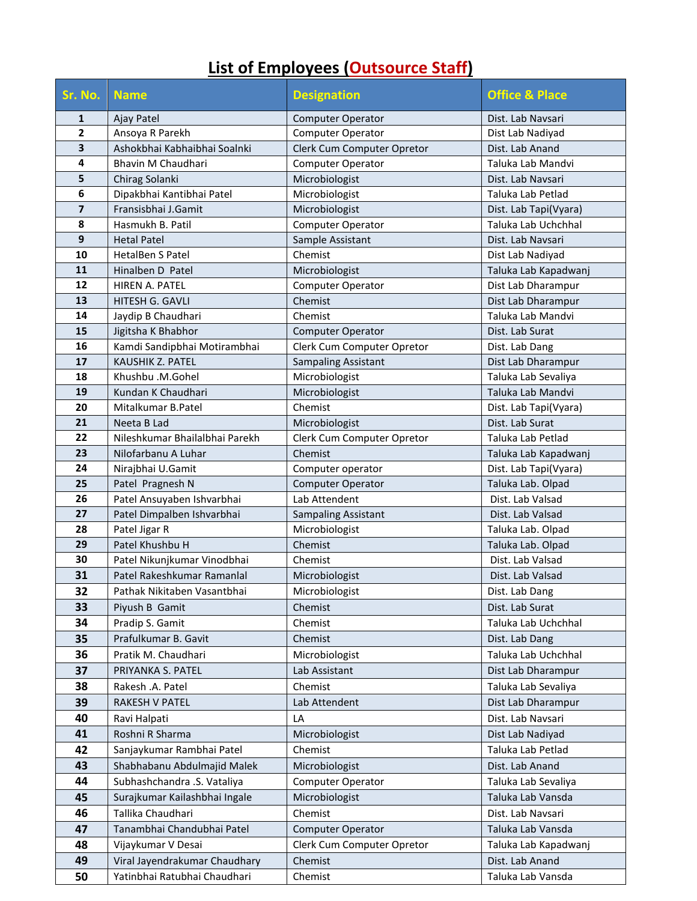# List of Employees (Outsource Staff)

| Sr. No. | Name | Designation | Office & Place |
|---|---|---|---|
| 1 | Ajay Patel | Computer Operator | Dist. Lab Navsari |
| 2 | Ansoya R Parekh | Computer Operator | Dist Lab Nadiyad |
| 3 | Ashokbhai Kabhaibhai Soalnki | Clerk Cum Computer Opretor | Dist. Lab Anand |
| 4 | Bhavin M Chaudhari | Computer Operator | Taluka Lab Mandvi |
| 5 | Chirag Solanki | Microbiologist | Dist. Lab Navsari |
| 6 | Dipakbhai Kantibhai Patel | Microbiologist | Taluka Lab Petlad |
| 7 | Fransisbhai J.Gamit | Microbiologist | Dist. Lab Tapi(Vyara) |
| 8 | Hasmukh B. Patil | Computer Operator | Taluka Lab Uchchhal |
| 9 | Hetal Patel | Sample Assistant | Dist. Lab Navsari |
| 10 | HetalBen S Patel | Chemist | Dist Lab Nadiyad |
| 11 | Hinalben D Patel | Microbiologist | Taluka Lab Kapadwanj |
| 12 | HIREN A. PATEL | Computer Operator | Dist Lab Dharampur |
| 13 | HITESH G. GAVLI | Chemist | Dist Lab Dharampur |
| 14 | Jaydip B Chaudhari | Chemist | Taluka Lab Mandvi |
| 15 | Jigitsha K Bhabhor | Computer Operator | Dist. Lab Surat |
| 16 | Kamdi Sandipbhai Motirambhai | Clerk Cum Computer Opretor | Dist. Lab Dang |
| 17 | KAUSHIK Z. PATEL | Sampaling Assistant | Dist Lab Dharampur |
| 18 | Khushbu .M.Gohel | Microbiologist | Taluka Lab Sevaliya |
| 19 | Kundan K Chaudhari | Microbiologist | Taluka Lab Mandvi |
| 20 | Mitalkumar B.Patel | Chemist | Dist. Lab Tapi(Vyara) |
| 21 | Neeta B Lad | Microbiologist | Dist. Lab Surat |
| 22 | Nileshkumar Bhailalbhai Parekh | Clerk Cum Computer Opretor | Taluka Lab Petlad |
| 23 | Nilofarbanu A Luhar | Chemist | Taluka Lab Kapadwanj |
| 24 | Nirajbhai U.Gamit | Computer operator | Dist. Lab Tapi(Vyara) |
| 25 | Patel Pragnesh N | Computer Operator | Taluka Lab. Olpad |
| 26 | Patel Ansuyaben Ishvarbhai | Lab Attendent | Dist. Lab Valsad |
| 27 | Patel Dimpalben Ishvarbhai | Sampaling Assistant | Dist. Lab Valsad |
| 28 | Patel Jigar R | Microbiologist | Taluka Lab. Olpad |
| 29 | Patel Khushbu H | Chemist | Taluka Lab. Olpad |
| 30 | Patel Nikunjkumar Vinodbhai | Chemist | Dist. Lab Valsad |
| 31 | Patel Rakeshkumar Ramanlal | Microbiologist | Dist. Lab Valsad |
| 32 | Pathak Nikitaben Vasantbhai | Microbiologist | Dist. Lab Dang |
| 33 | Piyush B Gamit | Chemist | Dist. Lab Surat |
| 34 | Pradip S. Gamit | Chemist | Taluka Lab Uchchhal |
| 35 | Prafulkumar B. Gavit | Chemist | Dist. Lab Dang |
| 36 | Pratik M. Chaudhari | Microbiologist | Taluka Lab Uchchhal |
| 37 | PRIYANKA S. PATEL | Lab Assistant | Dist Lab Dharampur |
| 38 | Rakesh .A. Patel | Chemist | Taluka Lab Sevaliya |
| 39 | RAKESH V PATEL | Lab Attendent | Dist Lab Dharampur |
| 40 | Ravi Halpati | LA | Dist. Lab Navsari |
| 41 | Roshni R Sharma | Microbiologist | Dist Lab Nadiyad |
| 42 | Sanjaykumar Rambhai Patel | Chemist | Taluka Lab Petlad |
| 43 | Shabhabanu Abdulmajid Malek | Microbiologist | Dist. Lab Anand |
| 44 | Subhashchandra .S. Vataliya | Computer Operator | Taluka Lab Sevaliya |
| 45 | Surajkumar Kailashbhai Ingale | Microbiologist | Taluka Lab Vansda |
| 46 | Tallika Chaudhari | Chemist | Dist. Lab Navsari |
| 47 | Tanambhai Chandubhai Patel | Computer Operator | Taluka Lab Vansda |
| 48 | Vijaykumar V Desai | Clerk Cum Computer Opretor | Taluka Lab Kapadwanj |
| 49 | Viral Jayendrakumar Chaudhary | Chemist | Dist. Lab Anand |
| 50 | Yatinbhai Ratubhai Chaudhari | Chemist | Taluka Lab Vansda |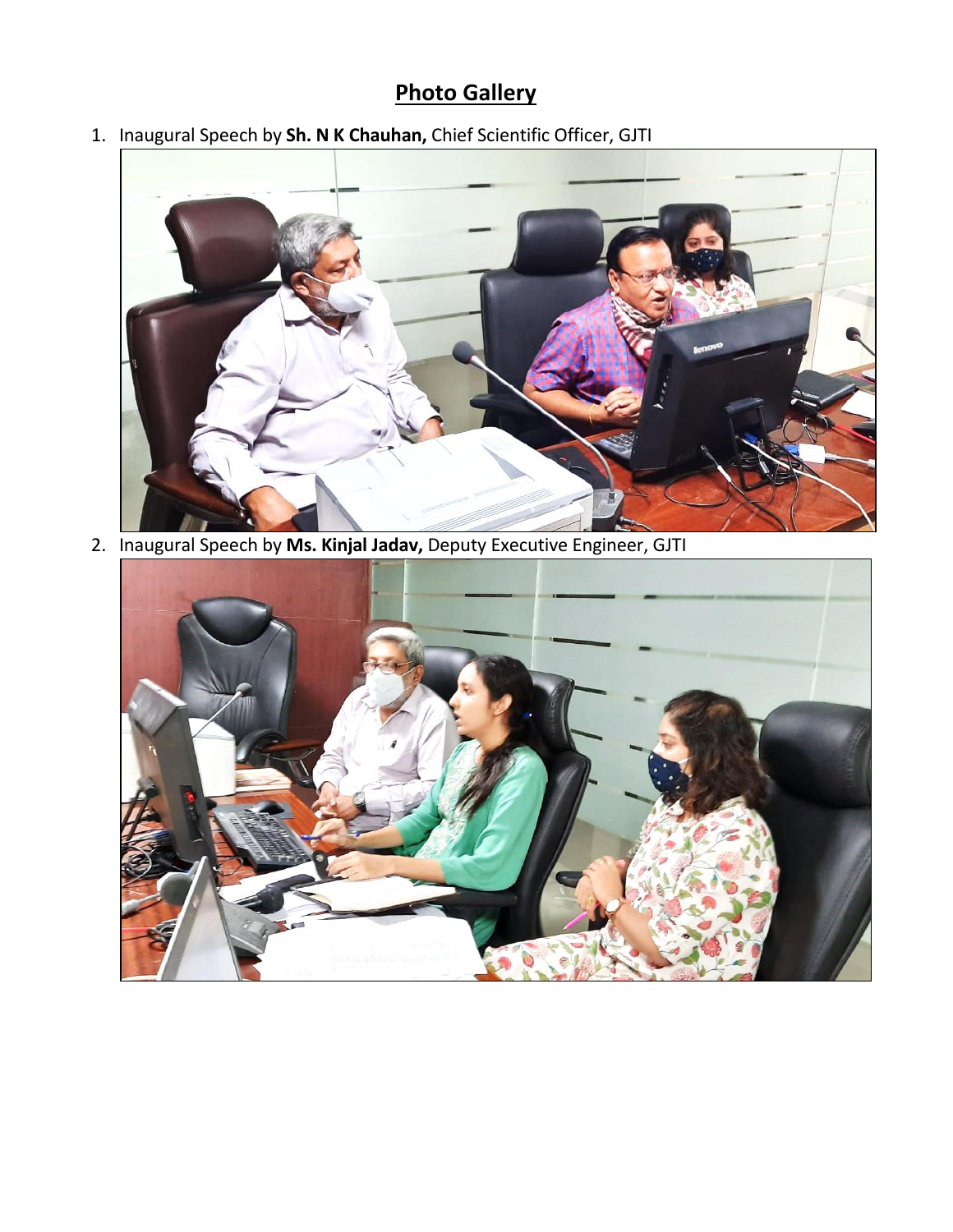## Photo Gallery

1. Inaugural Speech by **Sh. N K Chauhan,** Chief Scientific Officer, GJTI
2. Inaugural Speech by **Ms. Kinjal Jadav,** Deputy Executive Engineer, GJTI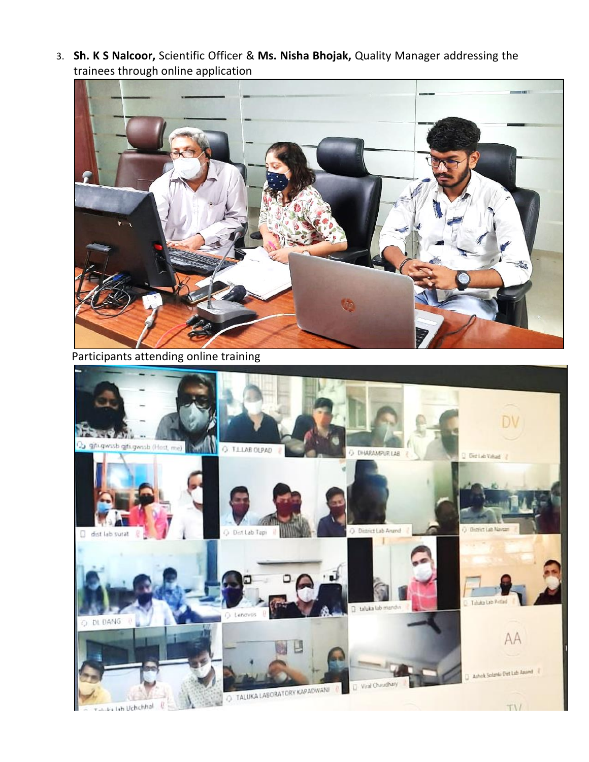3. **Sh. K S Nalcoor,** Scientific Officer & **Ms. Nisha Bhojak,** Quality Manager addressing the trainees through online application

Participants attending online training